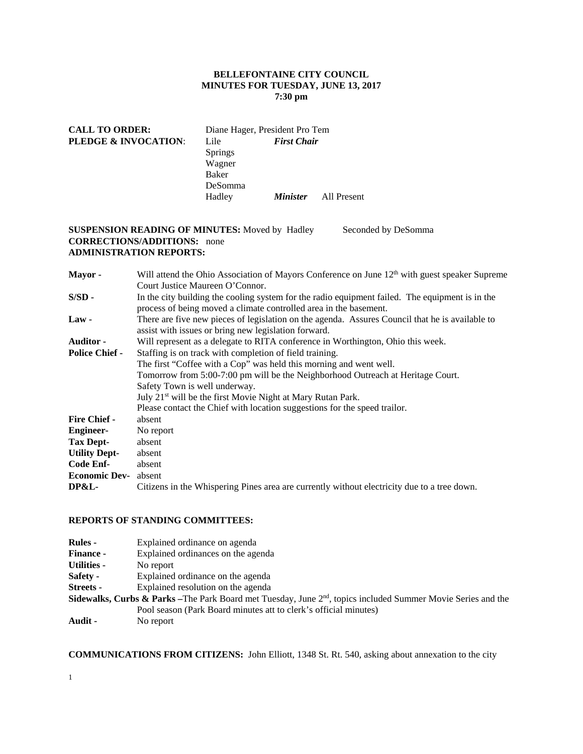**BELLEFONTAINE CITY COUNCIL**
**MINUTES FOR TUESDAY, JUNE 13, 2017**
**7:30 pm**

| | | | |
|---|---|---|---|
| **CALL TO ORDER:** | Diane Hager, President Pro Tem | | |
| **PLEDGE & INVOCATION:** | Lile | ***First Chair*** | |
| | Springs | | |
| | Wagner | | |
| | Baker | | |
| | DeSomma | | |
| | Hadley | ***Minister*** | All Present |

**SUSPENSION READING OF MINUTES:** Moved by Hadley Seconded by DeSomma
**CORRECTIONS/ADDITIONS:** none
**ADMINISTRATION REPORTS:**

| | |
|---|---|
| **Mayor -** | Will attend the Ohio Association of Mayors Conference on June 12th with guest speaker Supreme Court Justice Maureen O'Connor. |
| **S/SD -** | In the city building the cooling system for the radio equipment failed. The equipment is in the process of being moved a climate controlled area in the basement. |
| **Law -** | There are five new pieces of legislation on the agenda. Assures Council that he is available to assist with issues or bring new legislation forward. |
| **Auditor -** | Will represent as a delegate to RITA conference in Worthington, Ohio this week. |
| **Police Chief -** | Staffing is on track with completion of field training.<br>The first "Coffee with a Cop" was held this morning and went well.<br>Tomorrow from 5:00-7:00 pm will be the Neighborhood Outreach at Heritage Court.<br>Safety Town is well underway.<br>July 21st will be the first Movie Night at Mary Rutan Park.<br>Please contact the Chief with location suggestions for the speed trailor. |
| **Fire Chief -** | absent |
| **Engineer-** | No report |
| **Tax Dept-** | absent |
| **Utility Dept-** | absent |
| **Code Enf-** | absent |
| **Economic Dev-** | absent |
| **DP&L-** | Citizens in the Whispering Pines area are currently without electricity due to a tree down. |

**REPORTS OF STANDING COMMITTEES:**

| | |
|---|---|
| **Rules -** | Explained ordinance on agenda |
| **Finance -** | Explained ordinances on the agenda |
| **Utilities -** | No report |
| **Safety -** | Explained ordinance on the agenda |
| **Streets -** | Explained resolution on the agenda |

**Sidewalks, Curbs & Parks –** The Park Board met Tuesday, June 2nd, topics included Summer Movie Series and the Pool season (Park Board minutes att to clerk's official minutes)

**Audit -** No report

**COMMUNICATIONS FROM CITIZENS:** John Elliott, 1348 St. Rt. 540, asking about annexation to the city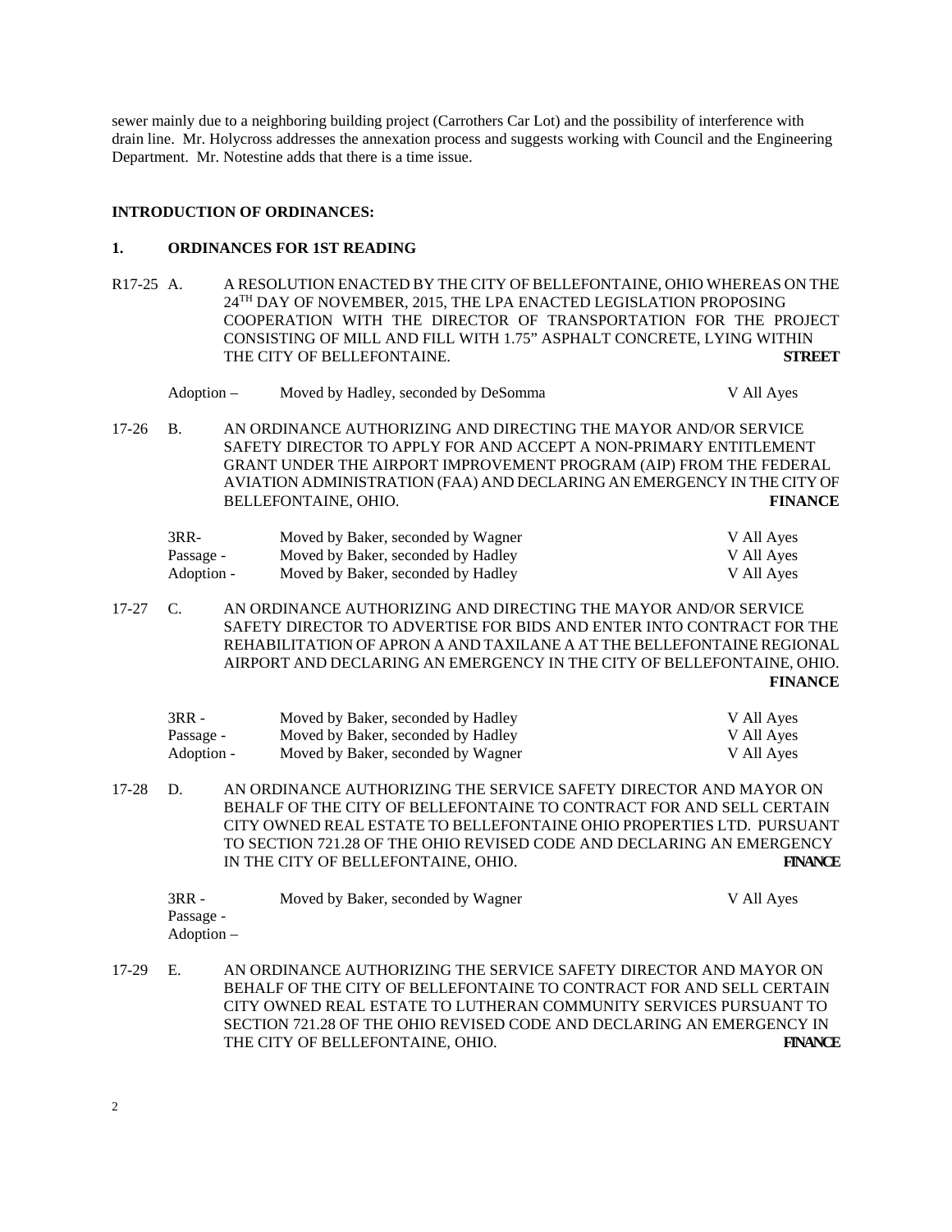sewer mainly due to a neighboring building project (Carrothers Car Lot) and the possibility of interference with drain line. Mr. Holycross addresses the annexation process and suggests working with Council and the Engineering Department. Mr. Notestine adds that there is a time issue.

**INTRODUCTION OF ORDINANCES:**

**1. ORDINANCES FOR 1ST READING**

R17-25 A. A RESOLUTION ENACTED BY THE CITY OF BELLEFONTAINE, OHIO WHEREAS ON THE 24TH DAY OF NOVEMBER, 2015, THE LPA ENACTED LEGISLATION PROPOSING COOPERATION WITH THE DIRECTOR OF TRANSPORTATION FOR THE PROJECT CONSISTING OF MILL AND FILL WITH 1.75" ASPHALT CONCRETE, LYING WITHIN THE CITY OF BELLEFONTAINE. **STREET**

| | | |
|---|---|---|
| Adoption – | Moved by Hadley, seconded by DeSomma | V All Ayes |

17-26 B. AN ORDINANCE AUTHORIZING AND DIRECTING THE MAYOR AND/OR SERVICE SAFETY DIRECTOR TO APPLY FOR AND ACCEPT A NON-PRIMARY ENTITLEMENT GRANT UNDER THE AIRPORT IMPROVEMENT PROGRAM (AIP) FROM THE FEDERAL AVIATION ADMINISTRATION (FAA) AND DECLARING AN EMERGENCY IN THE CITY OF BELLEFONTAINE, OHIO. **FINANCE**

| | | |
|---|---|---|
| 3RR- | Moved by Baker, seconded by Wagner | V All Ayes |
| Passage - | Moved by Baker, seconded by Hadley | V All Ayes |
| Adoption - | Moved by Baker, seconded by Hadley | V All Ayes |

17-27 C. AN ORDINANCE AUTHORIZING AND DIRECTING THE MAYOR AND/OR SERVICE SAFETY DIRECTOR TO ADVERTISE FOR BIDS AND ENTER INTO CONTRACT FOR THE REHABILITATION OF APRON A AND TAXILANE A AT THE BELLEFONTAINE REGIONAL AIRPORT AND DECLARING AN EMERGENCY IN THE CITY OF BELLEFONTAINE, OHIO. **FINANCE**

| | | |
|---|---|---|
| 3RR - | Moved by Baker, seconded by Hadley | V All Ayes |
| Passage - | Moved by Baker, seconded by Hadley | V All Ayes |
| Adoption - | Moved by Baker, seconded by Wagner | V All Ayes |

17-28 D. AN ORDINANCE AUTHORIZING THE SERVICE SAFETY DIRECTOR AND MAYOR ON BEHALF OF THE CITY OF BELLEFONTAINE TO CONTRACT FOR AND SELL CERTAIN CITY OWNED REAL ESTATE TO BELLEFONTAINE OHIO PROPERTIES LTD. PURSUANT TO SECTION 721.28 OF THE OHIO REVISED CODE AND DECLARING AN EMERGENCY IN THE CITY OF BELLEFONTAINE, OHIO. **FINANCE**

| | | |
|---|---|---|
| 3RR - | Moved by Baker, seconded by Wagner | V All Ayes |
| Passage - | | |
| Adoption – | | |

17-29 E. AN ORDINANCE AUTHORIZING THE SERVICE SAFETY DIRECTOR AND MAYOR ON BEHALF OF THE CITY OF BELLEFONTAINE TO CONTRACT FOR AND SELL CERTAIN CITY OWNED REAL ESTATE TO LUTHERAN COMMUNITY SERVICES PURSUANT TO SECTION 721.28 OF THE OHIO REVISED CODE AND DECLARING AN EMERGENCY IN THE CITY OF BELLEFONTAINE, OHIO. **FINANCE**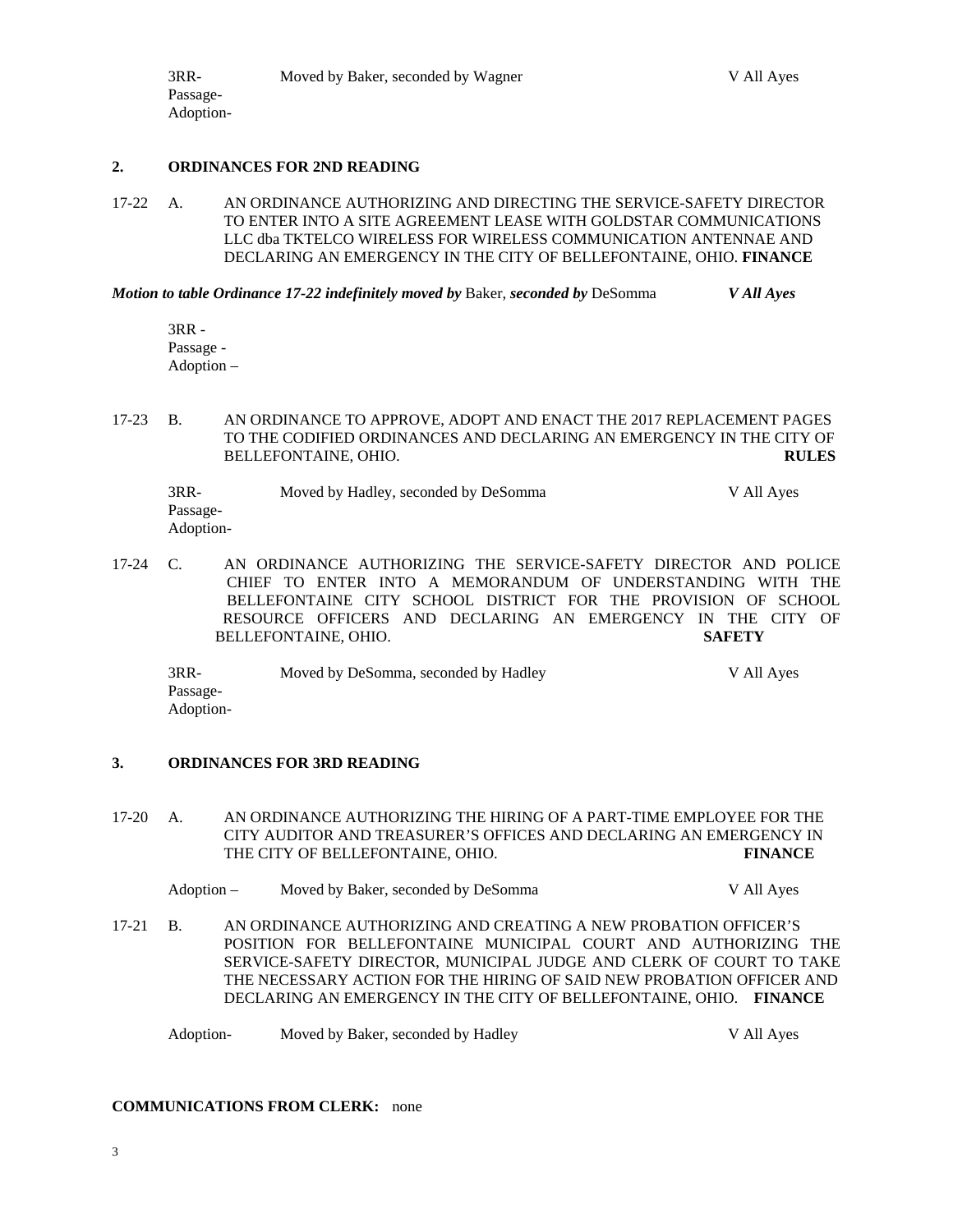3RR- Moved by Baker, seconded by Wagner V All Ayes
Passage-
Adoption-

## 2. ORDINANCES FOR 2ND READING

17-22 A. AN ORDINANCE AUTHORIZING AND DIRECTING THE SERVICE-SAFETY DIRECTOR TO ENTER INTO A SITE AGREEMENT LEASE WITH GOLDSTAR COMMUNICATIONS LLC dba TKTELCO WIRELESS FOR WIRELESS COMMUNICATION ANTENNAE AND DECLARING AN EMERGENCY IN THE CITY OF BELLEFONTAINE, OHIO. **FINANCE**

***Motion to table Ordinance 17-22 indefinitely moved by*** Baker, ***seconded by*** DeSomma ***V All Ayes***

3RR -
Passage -
Adoption –

17-23 B. AN ORDINANCE TO APPROVE, ADOPT AND ENACT THE 2017 REPLACEMENT PAGES TO THE CODIFIED ORDINANCES AND DECLARING AN EMERGENCY IN THE CITY OF BELLEFONTAINE, OHIO. **RULES**

3RR- Moved by Hadley, seconded by DeSomma V All Ayes
Passage-
Adoption-

17-24 C. AN ORDINANCE AUTHORIZING THE SERVICE-SAFETY DIRECTOR AND POLICE CHIEF TO ENTER INTO A MEMORANDUM OF UNDERSTANDING WITH THE BELLEFONTAINE CITY SCHOOL DISTRICT FOR THE PROVISION OF SCHOOL RESOURCE OFFICERS AND DECLARING AN EMERGENCY IN THE CITY OF BELLEFONTAINE, OHIO. **SAFETY**

3RR- Moved by DeSomma, seconded by Hadley V All Ayes
Passage-
Adoption-

## 3. ORDINANCES FOR 3RD READING

17-20 A. AN ORDINANCE AUTHORIZING THE HIRING OF A PART-TIME EMPLOYEE FOR THE CITY AUDITOR AND TREASURER'S OFFICES AND DECLARING AN EMERGENCY IN THE CITY OF BELLEFONTAINE, OHIO. **FINANCE**

Adoption – Moved by Baker, seconded by DeSomma V All Ayes

17-21 B. AN ORDINANCE AUTHORIZING AND CREATING A NEW PROBATION OFFICER'S POSITION FOR BELLEFONTAINE MUNICIPAL COURT AND AUTHORIZING THE SERVICE-SAFETY DIRECTOR, MUNICIPAL JUDGE AND CLERK OF COURT TO TAKE THE NECESSARY ACTION FOR THE HIRING OF SAID NEW PROBATION OFFICER AND DECLARING AN EMERGENCY IN THE CITY OF BELLEFONTAINE, OHIO. **FINANCE**

Adoption- Moved by Baker, seconded by Hadley V All Ayes

**COMMUNICATIONS FROM CLERK:** none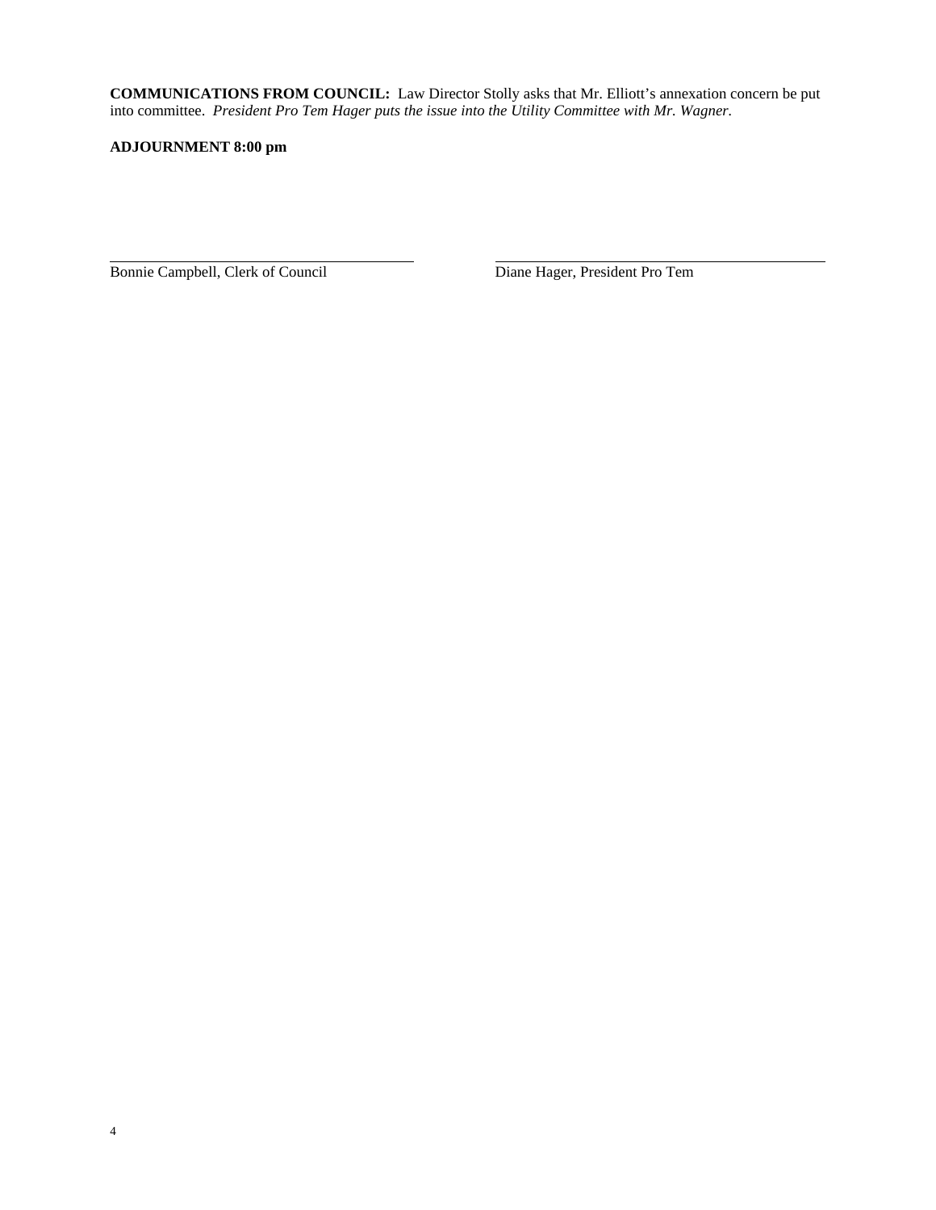**COMMUNICATIONS FROM COUNCIL:** Law Director Stolly asks that Mr. Elliott's annexation concern be put into committee. *President Pro Tem Hager puts the issue into the Utility Committee with Mr. Wagner.*

**ADJOURNMENT 8:00 pm**

Bonnie Campbell, Clerk of Council

Diane Hager, President Pro Tem